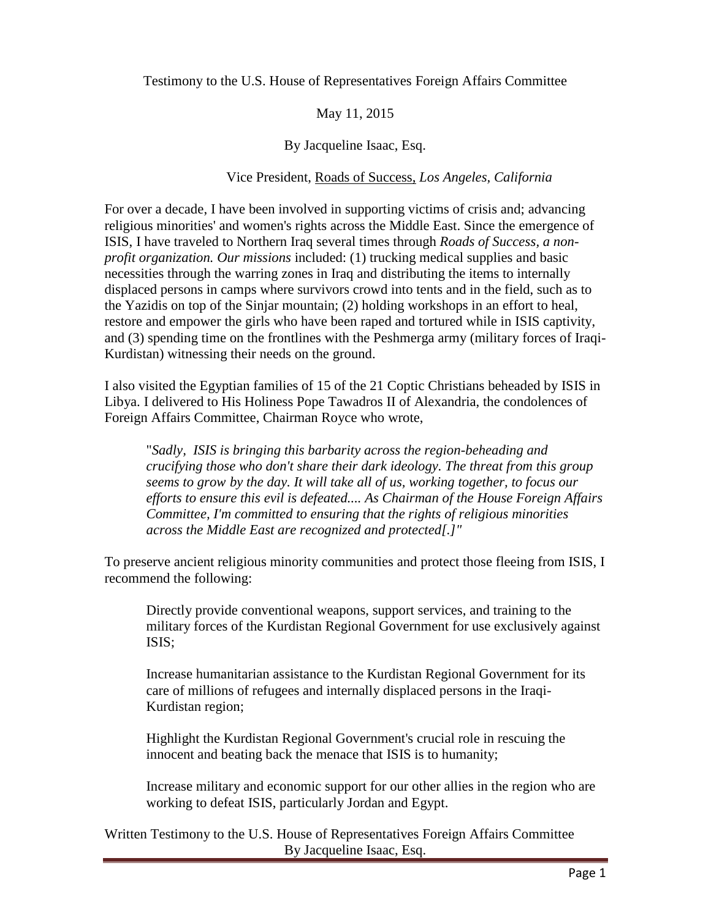Testimony to the U.S. House of Representatives Foreign Affairs Committee

May 11, 2015

By Jacqueline Isaac, Esq.

Vice President, Roads of Success, *Los Angeles, California*

For over a decade, I have been involved in supporting victims of crisis and; advancing religious minorities' and women's rights across the Middle East. Since the emergence of ISIS, I have traveled to Northern Iraq several times through *Roads of Success, a non-profit organization. Our missions* included: (1) trucking medical supplies and basic necessities through the warring zones in Iraq and distributing the items to internally displaced persons in camps where survivors crowd into tents and in the field, such as to the Yazidis on top of the Sinjar mountain; (2) holding workshops in an effort to heal, restore and empower the girls who have been raped and tortured while in ISIS captivity, and (3) spending time on the frontlines with the Peshmerga army (military forces of Iraqi-Kurdistan) witnessing their needs on the ground.

I also visited the Egyptian families of 15 of the 21 Coptic Christians beheaded by ISIS in Libya. I delivered to His Holiness Pope Tawadros II of Alexandria, the condolences of Foreign Affairs Committee, Chairman Royce who wrote,

> "*Sadly, ISIS is bringing this barbarity across the region-beheading and crucifying those who don't share their dark ideology. The threat from this group seems to grow by the day. It will take all of us, working together, to focus our efforts to ensure this evil is defeated.... As Chairman of the House Foreign Affairs Committee, I'm committed to ensuring that the rights of religious minorities across the Middle East are recognized and protected[.]"*

To preserve ancient religious minority communities and protect those fleeing from ISIS, I recommend the following:

> Directly provide conventional weapons, support services, and training to the military forces of the Kurdistan Regional Government for use exclusively against ISIS;
>
> Increase humanitarian assistance to the Kurdistan Regional Government for its care of millions of refugees and internally displaced persons in the Iraqi-Kurdistan region;
>
> Highlight the Kurdistan Regional Government's crucial role in rescuing the innocent and beating back the menace that ISIS is to humanity;
>
> Increase military and economic support for our other allies in the region who are working to defeat ISIS, particularly Jordan and Egypt.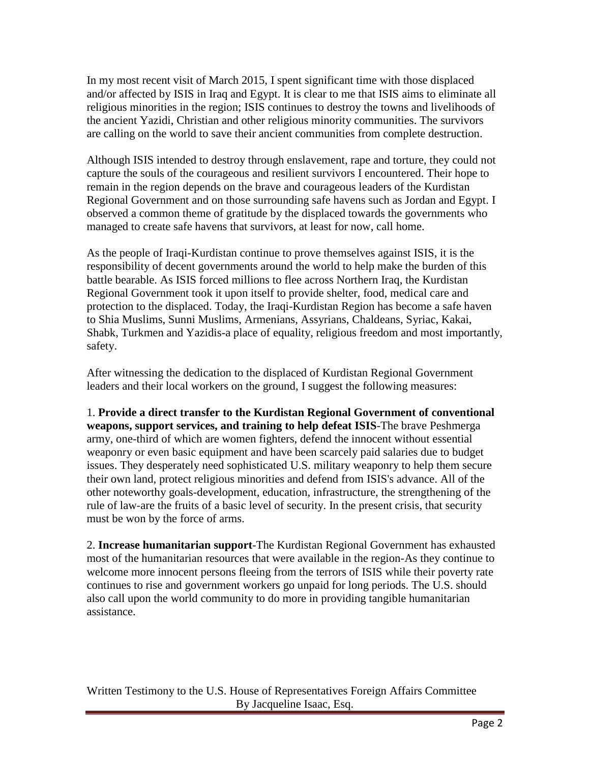In my most recent visit of March 2015, I spent significant time with those displaced and/or affected by ISIS in Iraq and Egypt. It is clear to me that ISIS aims to eliminate all religious minorities in the region; ISIS continues to destroy the towns and livelihoods of the ancient Yazidi, Christian and other religious minority communities. The survivors are calling on the world to save their ancient communities from complete destruction.

Although ISIS intended to destroy through enslavement, rape and torture, they could not capture the souls of the courageous and resilient survivors I encountered. Their hope to remain in the region depends on the brave and courageous leaders of the Kurdistan Regional Government and on those surrounding safe havens such as Jordan and Egypt. I observed a common theme of gratitude by the displaced towards the governments who managed to create safe havens that survivors, at least for now, call home.

As the people of Iraqi-Kurdistan continue to prove themselves against ISIS, it is the responsibility of decent governments around the world to help make the burden of this battle bearable. As ISIS forced millions to flee across Northern Iraq, the Kurdistan Regional Government took it upon itself to provide shelter, food, medical care and protection to the displaced. Today, the Iraqi-Kurdistan Region has become a safe haven to Shia Muslims, Sunni Muslims, Armenians, Assyrians, Chaldeans, Syriac, Kakai, Shabk, Turkmen and Yazidis-a place of equality, religious freedom and most importantly, safety.

After witnessing the dedication to the displaced of Kurdistan Regional Government leaders and their local workers on the ground, I suggest the following measures:

1. **Provide a direct transfer to the Kurdistan Regional Government of conventional weapons, support services, and training to help defeat ISIS**-The brave Peshmerga army, one-third of which are women fighters, defend the innocent without essential weaponry or even basic equipment and have been scarcely paid salaries due to budget issues. They desperately need sophisticated U.S. military weaponry to help them secure their own land, protect religious minorities and defend from ISIS's advance. All of the other noteworthy goals-development, education, infrastructure, the strengthening of the rule of law-are the fruits of a basic level of security. In the present crisis, that security must be won by the force of arms.

2. **Increase humanitarian support**-The Kurdistan Regional Government has exhausted most of the humanitarian resources that were available in the region-As they continue to welcome more innocent persons fleeing from the terrors of ISIS while their poverty rate continues to rise and government workers go unpaid for long periods. The U.S. should also call upon the world community to do more in providing tangible humanitarian assistance.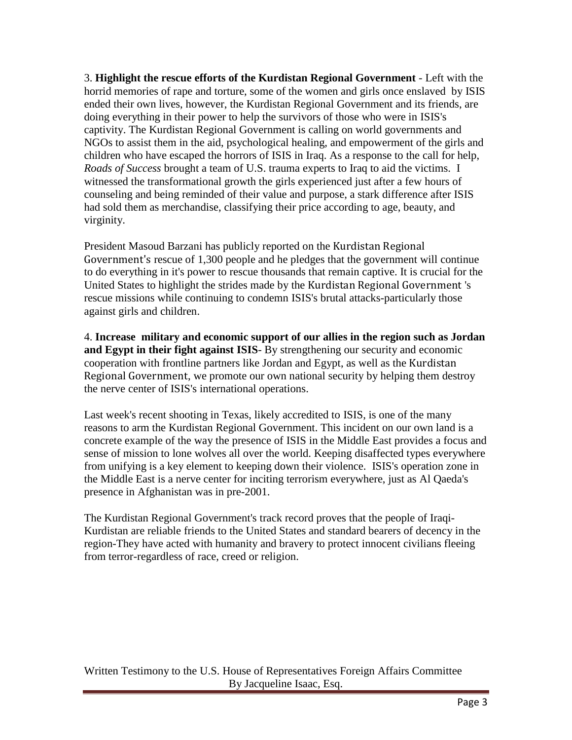3. **Highlight the rescue efforts of the Kurdistan Regional Government** - Left with the horrid memories of rape and torture, some of the women and girls once enslaved by ISIS ended their own lives, however, the Kurdistan Regional Government and its friends, are doing everything in their power to help the survivors of those who were in ISIS's captivity. The Kurdistan Regional Government is calling on world governments and NGOs to assist them in the aid, psychological healing, and empowerment of the girls and children who have escaped the horrors of ISIS in Iraq. As a response to the call for help, *Roads of Success* brought a team of U.S. trauma experts to Iraq to aid the victims. I witnessed the transformational growth the girls experienced just after a few hours of counseling and being reminded of their value and purpose, a stark difference after ISIS had sold them as merchandise, classifying their price according to age, beauty, and virginity.

President Masoud Barzani has publicly reported on the Kurdistan Regional Government's rescue of 1,300 people and he pledges that the government will continue to do everything in it's power to rescue thousands that remain captive. It is crucial for the United States to highlight the strides made by the Kurdistan Regional Government 's rescue missions while continuing to condemn ISIS's brutal attacks-particularly those against girls and children.

4. **Increase military and economic support of our allies in the region such as Jordan and Egypt in their fight against ISIS**- By strengthening our security and economic cooperation with frontline partners like Jordan and Egypt, as well as the Kurdistan Regional Government, we promote our own national security by helping them destroy the nerve center of ISIS's international operations.

Last week's recent shooting in Texas, likely accredited to ISIS, is one of the many reasons to arm the Kurdistan Regional Government. This incident on our own land is a concrete example of the way the presence of ISIS in the Middle East provides a focus and sense of mission to lone wolves all over the world. Keeping disaffected types everywhere from unifying is a key element to keeping down their violence. ISIS's operation zone in the Middle East is a nerve center for inciting terrorism everywhere, just as Al Qaeda's presence in Afghanistan was in pre-2001.

The Kurdistan Regional Government's track record proves that the people of Iraqi-Kurdistan are reliable friends to the United States and standard bearers of decency in the region-They have acted with humanity and bravery to protect innocent civilians fleeing from terror-regardless of race, creed or religion.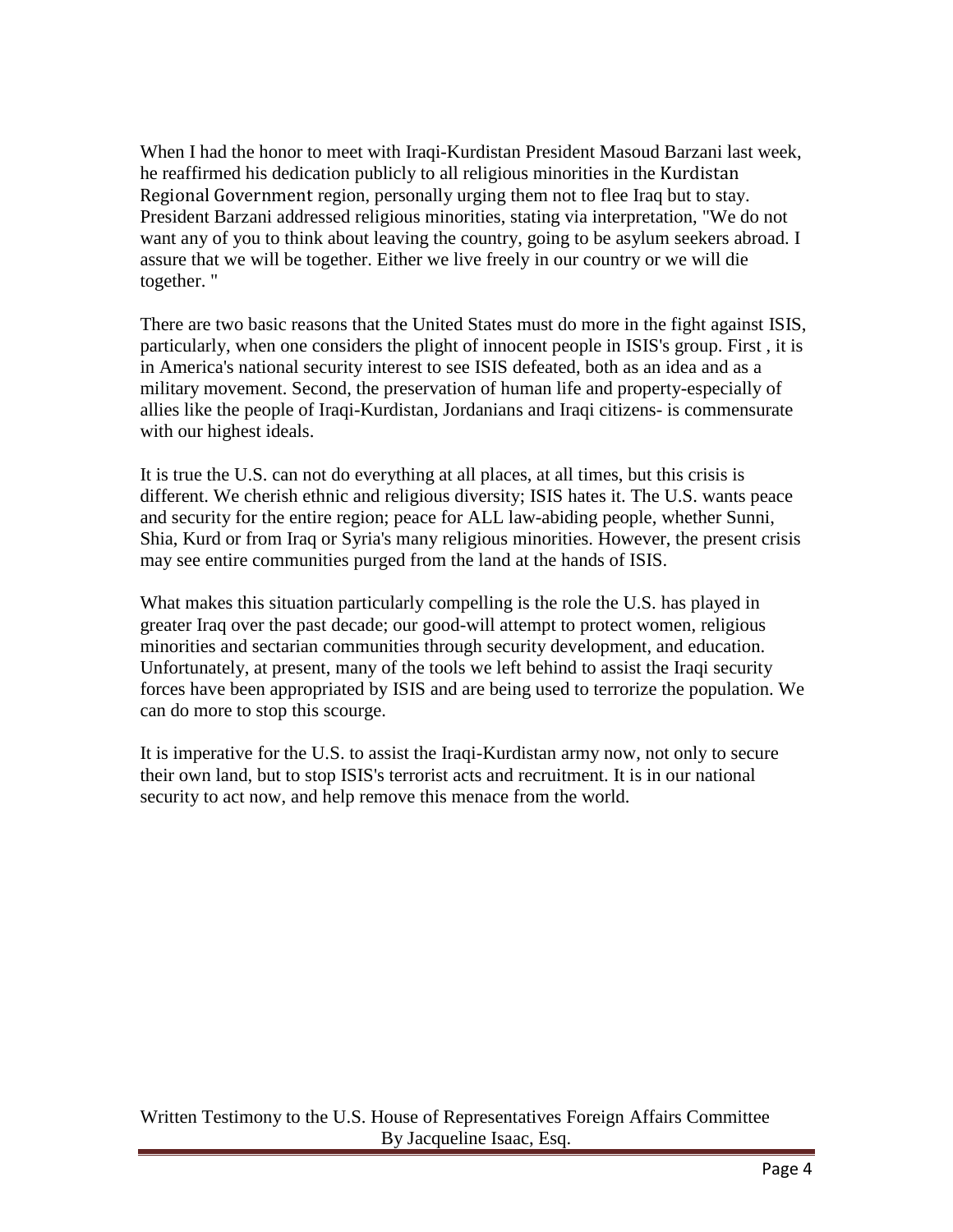When I had the honor to meet with Iraqi-Kurdistan President Masoud Barzani last week, he reaffirmed his dedication publicly to all religious minorities in the Kurdistan Regional Government region, personally urging them not to flee Iraq but to stay. President Barzani addressed religious minorities, stating via interpretation, "We do not want any of you to think about leaving the country, going to be asylum seekers abroad. I assure that we will be together. Either we live freely in our country or we will die together. "

There are two basic reasons that the United States must do more in the fight against ISIS, particularly, when one considers the plight of innocent people in ISIS's group. First , it is in America's national security interest to see ISIS defeated, both as an idea and as a military movement. Second, the preservation of human life and property-especially of allies like the people of Iraqi-Kurdistan, Jordanians and Iraqi citizens- is commensurate with our highest ideals.

It is true the U.S. can not do everything at all places, at all times, but this crisis is different. We cherish ethnic and religious diversity; ISIS hates it. The U.S. wants peace and security for the entire region; peace for ALL law-abiding people, whether Sunni, Shia, Kurd or from Iraq or Syria's many religious minorities. However, the present crisis may see entire communities purged from the land at the hands of ISIS.

What makes this situation particularly compelling is the role the U.S. has played in greater Iraq over the past decade; our good-will attempt to protect women, religious minorities and sectarian communities through security development, and education. Unfortunately, at present, many of the tools we left behind to assist the Iraqi security forces have been appropriated by ISIS and are being used to terrorize the population. We can do more to stop this scourge.

It is imperative for the U.S. to assist the Iraqi-Kurdistan army now, not only to secure their own land, but to stop ISIS's terrorist acts and recruitment. It is in our national security to act now, and help remove this menace from the world.